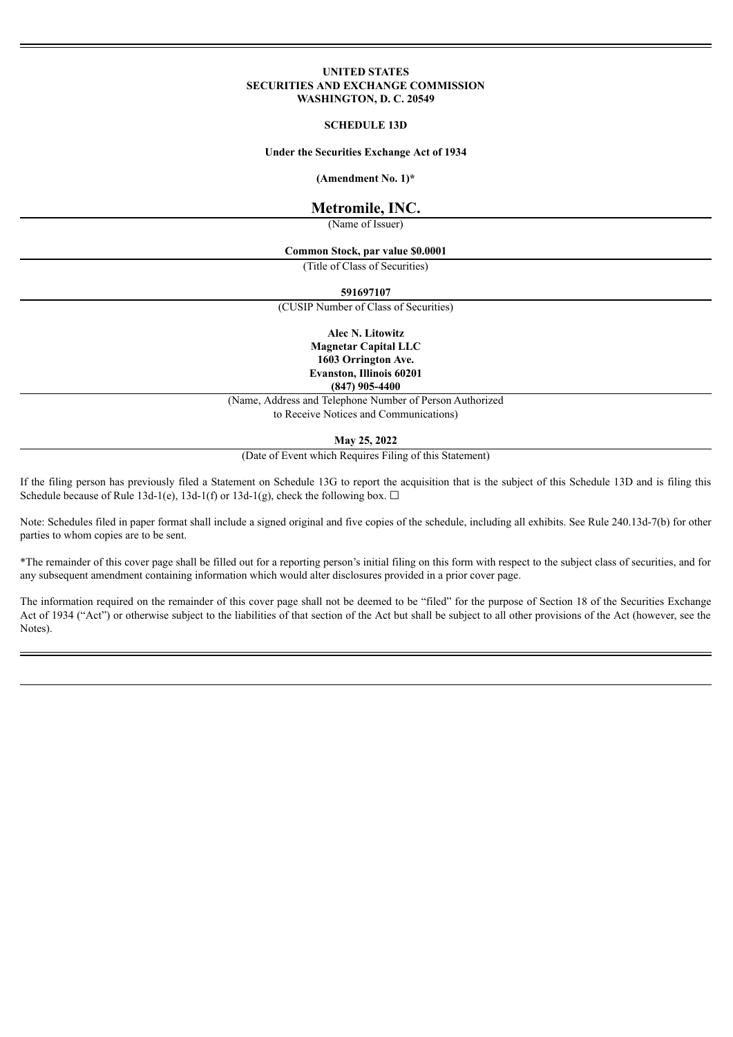**UNITED STATES**
**SECURITIES AND EXCHANGE COMMISSION**
**WASHINGTON, D. C. 20549**

**SCHEDULE 13D**

**Under the Securities Exchange Act of 1934**

**(Amendment No. 1)***

# Metromile, INC.

(Name of Issuer)

**Common Stock, par value $0.0001**

(Title of Class of Securities)

**591697107**

(CUSIP Number of Class of Securities)

**Alec N. Litowitz**
**Magnetar Capital LLC**
**1603 Orrington Ave.**
**Evanston, Illinois 60201**
**(847) 905-4400**

(Name, Address and Telephone Number of Person Authorized
to Receive Notices and Communications)

**May 25, 2022**

(Date of Event which Requires Filing of this Statement)

If the filing person has previously filed a Statement on Schedule 13G to report the acquisition that is the subject of this Schedule 13D and is filing this Schedule because of Rule 13d-1(e), 13d-1(f) or 13d-1(g), check the following box. ☐

Note: Schedules filed in paper format shall include a signed original and five copies of the schedule, including all exhibits. See Rule 240.13d-7(b) for other parties to whom copies are to be sent.

*The remainder of this cover page shall be filled out for a reporting person's initial filing on this form with respect to the subject class of securities, and for any subsequent amendment containing information which would alter disclosures provided in a prior cover page.

The information required on the remainder of this cover page shall not be deemed to be "filed" for the purpose of Section 18 of the Securities Exchange Act of 1934 ("Act") or otherwise subject to the liabilities of that section of the Act but shall be subject to all other provisions of the Act (however, see the Notes).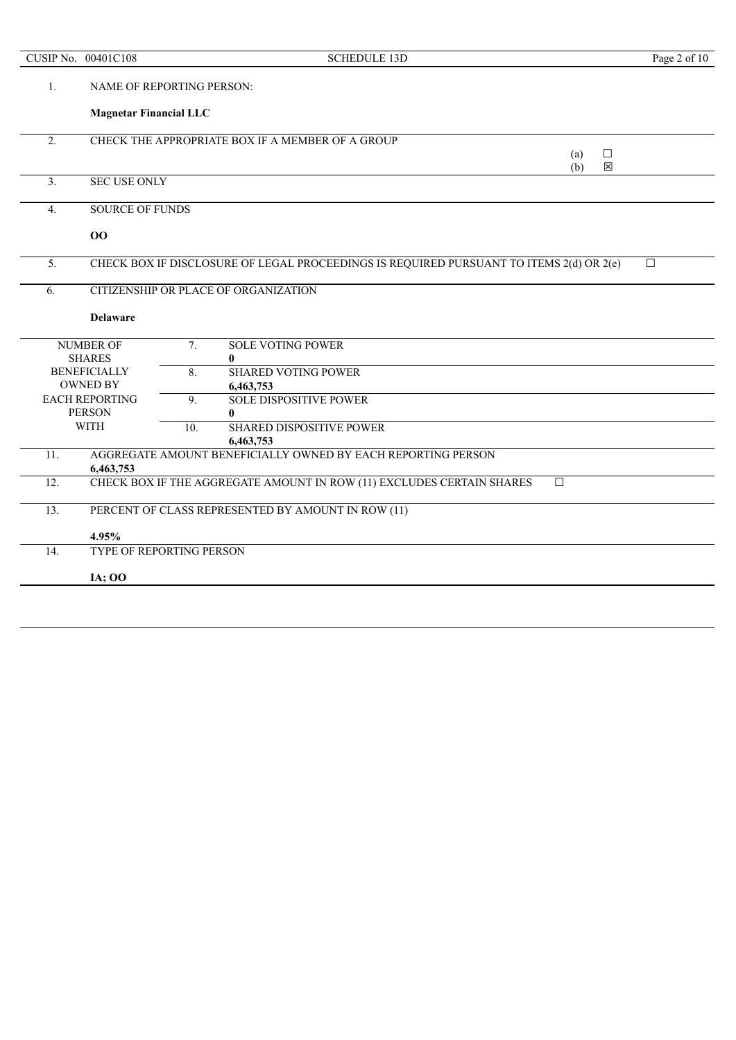| | | | |
|---|---|---|---|
| 1. | NAME OF REPORTING PERSON:<br><br>**Magnetar Financial LLC** | | |
| 2. | CHECK THE APPROPRIATE BOX IF A MEMBER OF A GROUP | | (a) ☐<br>(b) ☒ |
| 3. | SEC USE ONLY | | |
| 4. | SOURCE OF FUNDS<br><br>**OO** | | |
| 5. | CHECK BOX IF DISCLOSURE OF LEGAL PROCEEDINGS IS REQUIRED PURSUANT TO ITEMS 2(d) OR 2(e) | | ☐ |
| 6. | CITIZENSHIP OR PLACE OF ORGANIZATION<br><br>**Delaware** | | |
| NUMBER OF SHARES BENEFICIALLY OWNED BY EACH REPORTING PERSON WITH | 7. | SOLE VOTING POWER<br>**0** | |
| | 8. | SHARED VOTING POWER<br>**6,463,753** | |
| | 9. | SOLE DISPOSITIVE POWER<br>**0** | |
| | 10. | SHARED DISPOSITIVE POWER<br>**6,463,753** | |
| 11. | AGGREGATE AMOUNT BENEFICIALLY OWNED BY EACH REPORTING PERSON<br>**6,463,753** | | |
| 12. | CHECK BOX IF THE AGGREGATE AMOUNT IN ROW (11) EXCLUDES CERTAIN SHARES | | ☐ |
| 13. | PERCENT OF CLASS REPRESENTED BY AMOUNT IN ROW (11)<br><br>**4.95%** | | |
| 14. | TYPE OF REPORTING PERSON<br><br>**IA; OO** | | |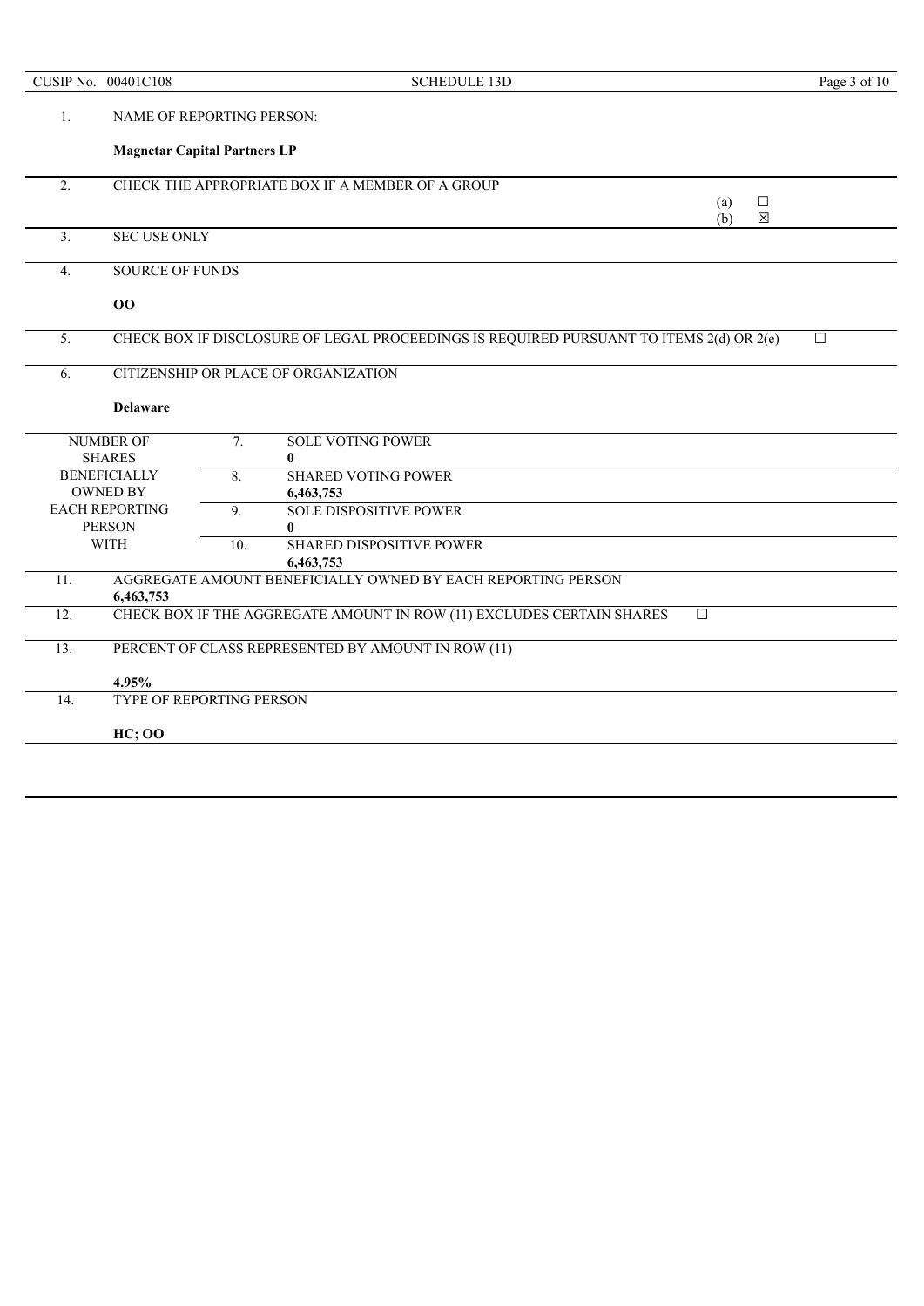CUSIP No. 00401C108

SCHEDULE 13D

| | | | |
|---|---|---|---|
| 1. | NAME OF REPORTING PERSON:<br><br>**Magnetar Capital Partners LP** | | |
| 2. | CHECK THE APPROPRIATE BOX IF A MEMBER OF A GROUP | | (a) ☐<br>(b) ☒ |
| 3. | SEC USE ONLY | | |
| 4. | SOURCE OF FUNDS<br><br>**OO** | | |
| 5. | CHECK BOX IF DISCLOSURE OF LEGAL PROCEEDINGS IS REQUIRED PURSUANT TO ITEMS 2(d) OR 2(e) | | ☐ |
| 6. | CITIZENSHIP OR PLACE OF ORGANIZATION<br><br>**Delaware** | | |
| NUMBER OF SHARES BENEFICIALLY OWNED BY EACH REPORTING PERSON WITH | 7. | SOLE VOTING POWER<br>**0** | |
| | 8. | SHARED VOTING POWER<br>**6,463,753** | |
| | 9. | SOLE DISPOSITIVE POWER<br>**0** | |
| | 10. | SHARED DISPOSITIVE POWER<br>**6,463,753** | |
| 11. | AGGREGATE AMOUNT BENEFICIALLY OWNED BY EACH REPORTING PERSON<br>**6,463,753** | | |
| 12. | CHECK BOX IF THE AGGREGATE AMOUNT IN ROW (11) EXCLUDES CERTAIN SHARES | | ☐ |
| 13. | PERCENT OF CLASS REPRESENTED BY AMOUNT IN ROW (11)<br><br>**4.95%** | | |
| 14. | TYPE OF REPORTING PERSON<br><br>**HC; OO** | | |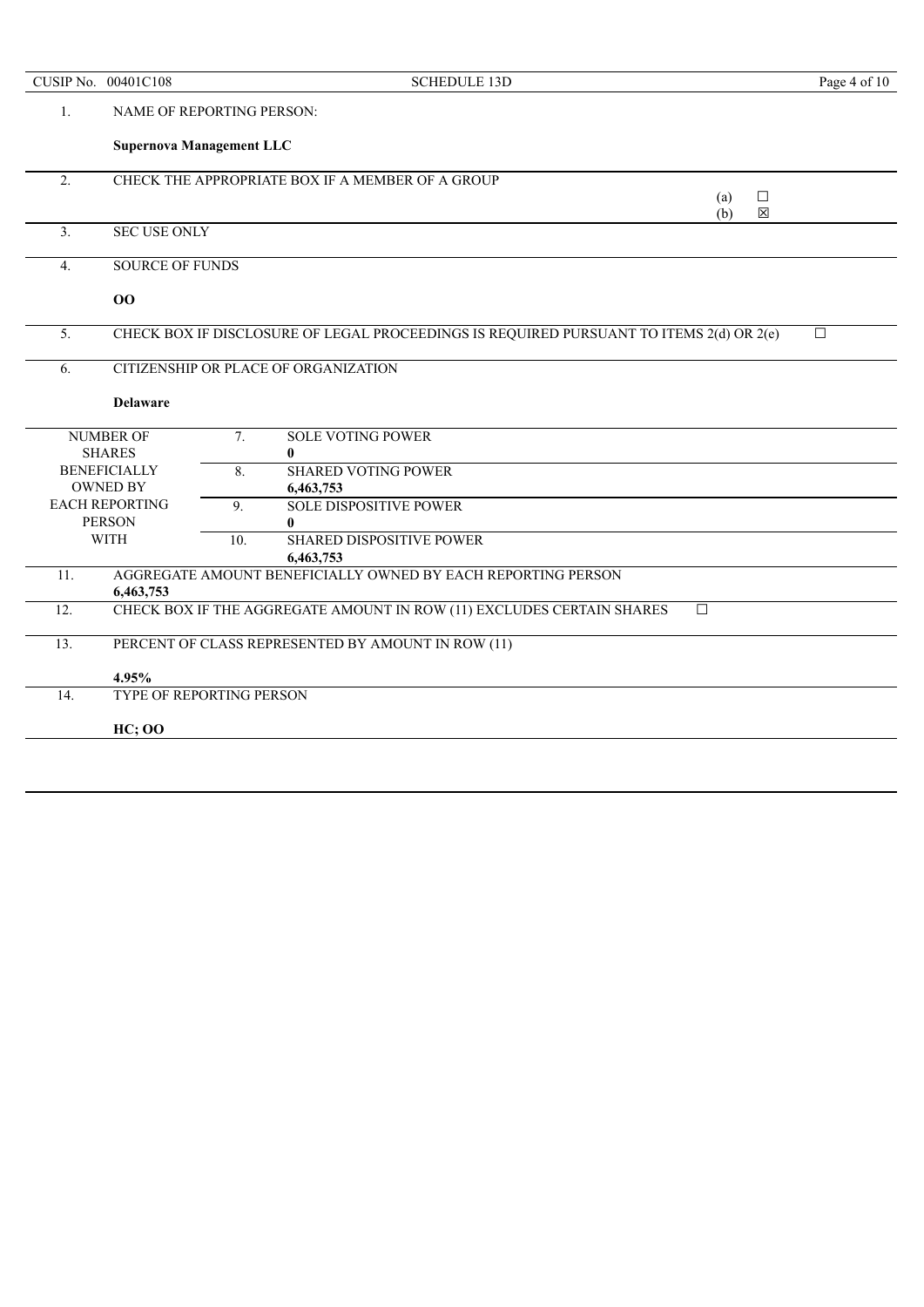| CUSIP No. 00401C108 | SCHEDULE 13D | |
|---|---|---|

| | | | |
|---|---|---|---|
| 1. | NAME OF REPORTING PERSON:<br><br>**Supernova Management LLC** | | |
| 2. | CHECK THE APPROPRIATE BOX IF A MEMBER OF A GROUP | | (a) ☐<br>(b) ☒ |
| 3. | SEC USE ONLY | | |
| 4. | SOURCE OF FUNDS<br><br>**OO** | | |
| 5. | CHECK BOX IF DISCLOSURE OF LEGAL PROCEEDINGS IS REQUIRED PURSUANT TO ITEMS 2(d) OR 2(e) | | ☐ |
| 6. | CITIZENSHIP OR PLACE OF ORGANIZATION<br><br>**Delaware** | | |
| NUMBER OF SHARES BENEFICIALLY OWNED BY EACH REPORTING PERSON WITH | 7. | SOLE VOTING POWER<br>**0** | |
| | 8. | SHARED VOTING POWER<br>**6,463,753** | |
| | 9. | SOLE DISPOSITIVE POWER<br>**0** | |
| | 10. | SHARED DISPOSITIVE POWER<br>**6,463,753** | |
| 11. | AGGREGATE AMOUNT BENEFICIALLY OWNED BY EACH REPORTING PERSON<br>**6,463,753** | | |
| 12. | CHECK BOX IF THE AGGREGATE AMOUNT IN ROW (11) EXCLUDES CERTAIN SHARES ☐ | | |
| 13. | PERCENT OF CLASS REPRESENTED BY AMOUNT IN ROW (11)<br><br>**4.95%** | | |
| 14. | TYPE OF REPORTING PERSON<br><br>**HC; OO** | | |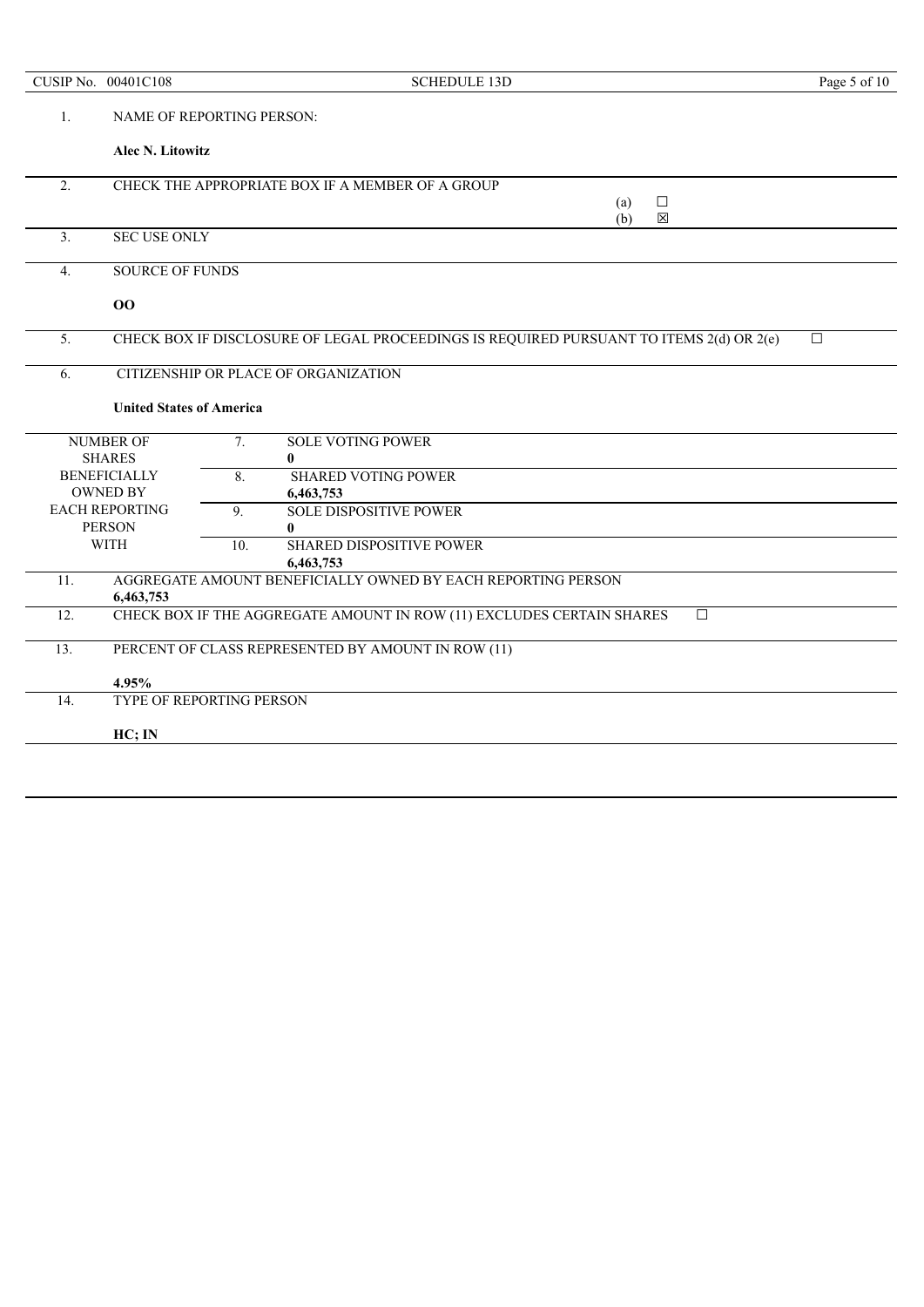CUSIP No. 00401C108 | SCHEDULE 13D

| | | | |
|---|---|---|---|
| 1. | NAME OF REPORTING PERSON:<br><br>**Alec N. Litowitz** | | |
| 2. | CHECK THE APPROPRIATE BOX IF A MEMBER OF A GROUP | | (a) ☐<br>(b) ☒ |
| 3. | SEC USE ONLY | | |
| 4. | SOURCE OF FUNDS<br><br>**OO** | | |
| 5. | CHECK BOX IF DISCLOSURE OF LEGAL PROCEEDINGS IS REQUIRED PURSUANT TO ITEMS 2(d) OR 2(e) | | ☐ |
| 6. | CITIZENSHIP OR PLACE OF ORGANIZATION<br><br>**United States of America** | | |
| NUMBER OF SHARES BENEFICIALLY OWNED BY EACH REPORTING PERSON WITH | 7. | SOLE VOTING POWER<br>**0** | |
| | 8. | SHARED VOTING POWER<br>**6,463,753** | |
| | 9. | SOLE DISPOSITIVE POWER<br>**0** | |
| | 10. | SHARED DISPOSITIVE POWER<br>**6,463,753** | |
| 11. | AGGREGATE AMOUNT BENEFICIALLY OWNED BY EACH REPORTING PERSON<br>**6,463,753** | | |
| 12. | CHECK BOX IF THE AGGREGATE AMOUNT IN ROW (11) EXCLUDES CERTAIN SHARES | | ☐ |
| 13. | PERCENT OF CLASS REPRESENTED BY AMOUNT IN ROW (11)<br><br>**4.95%** | | |
| 14. | TYPE OF REPORTING PERSON<br><br>**HC; IN** | | |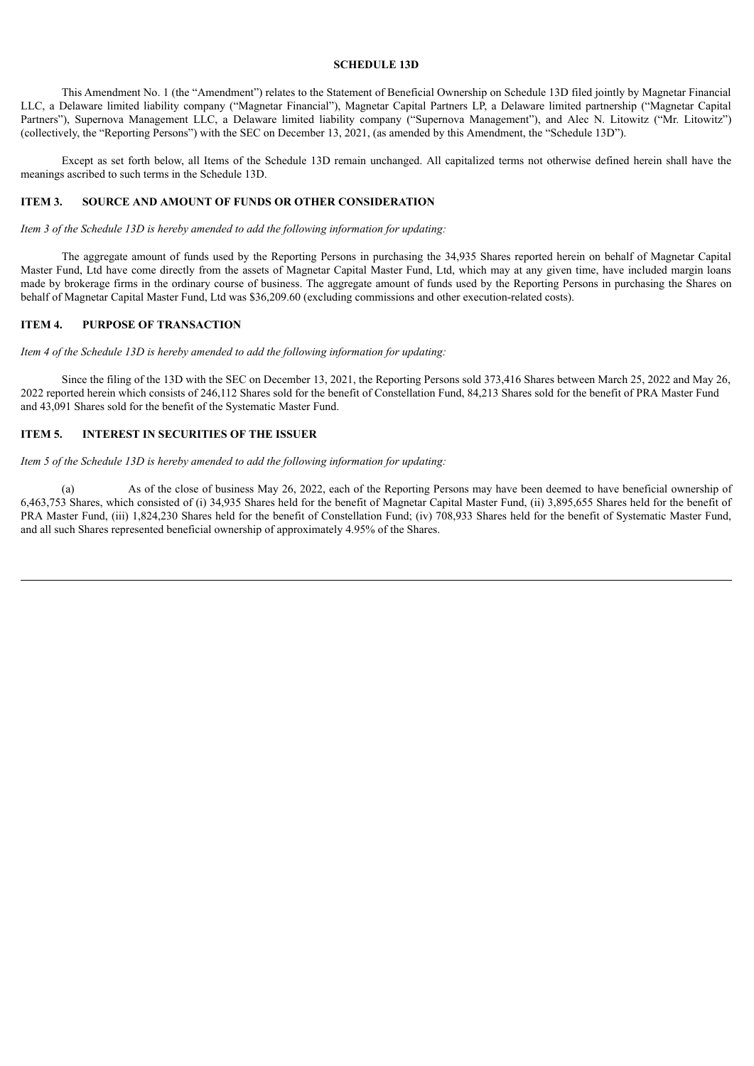**SCHEDULE 13D**

This Amendment No. 1 (the "Amendment") relates to the Statement of Beneficial Ownership on Schedule 13D filed jointly by Magnetar Financial LLC, a Delaware limited liability company ("Magnetar Financial"), Magnetar Capital Partners LP, a Delaware limited partnership ("Magnetar Capital Partners"), Supernova Management LLC, a Delaware limited liability company ("Supernova Management"), and Alec N. Litowitz ("Mr. Litowitz") (collectively, the "Reporting Persons") with the SEC on December 13, 2021, (as amended by this Amendment, the "Schedule 13D").

Except as set forth below, all Items of the Schedule 13D remain unchanged. All capitalized terms not otherwise defined herein shall have the meanings ascribed to such terms in the Schedule 13D.

## ITEM 3. SOURCE AND AMOUNT OF FUNDS OR OTHER CONSIDERATION

*Item 3 of the Schedule 13D is hereby amended to add the following information for updating:*

The aggregate amount of funds used by the Reporting Persons in purchasing the 34,935 Shares reported herein on behalf of Magnetar Capital Master Fund, Ltd have come directly from the assets of Magnetar Capital Master Fund, Ltd, which may at any given time, have included margin loans made by brokerage firms in the ordinary course of business. The aggregate amount of funds used by the Reporting Persons in purchasing the Shares on behalf of Magnetar Capital Master Fund, Ltd was $36,209.60 (excluding commissions and other execution-related costs).

## ITEM 4. PURPOSE OF TRANSACTION

*Item 4 of the Schedule 13D is hereby amended to add the following information for updating:*

Since the filing of the 13D with the SEC on December 13, 2021, the Reporting Persons sold 373,416 Shares between March 25, 2022 and May 26, 2022 reported herein which consists of 246,112 Shares sold for the benefit of Constellation Fund, 84,213 Shares sold for the benefit of PRA Master Fund and 43,091 Shares sold for the benefit of the Systematic Master Fund.

## ITEM 5. INTEREST IN SECURITIES OF THE ISSUER

*Item 5 of the Schedule 13D is hereby amended to add the following information for updating:*

(a) As of the close of business May 26, 2022, each of the Reporting Persons may have been deemed to have beneficial ownership of 6,463,753 Shares, which consisted of (i) 34,935 Shares held for the benefit of Magnetar Capital Master Fund, (ii) 3,895,655 Shares held for the benefit of PRA Master Fund, (iii) 1,824,230 Shares held for the benefit of Constellation Fund; (iv) 708,933 Shares held for the benefit of Systematic Master Fund, and all such Shares represented beneficial ownership of approximately 4.95% of the Shares.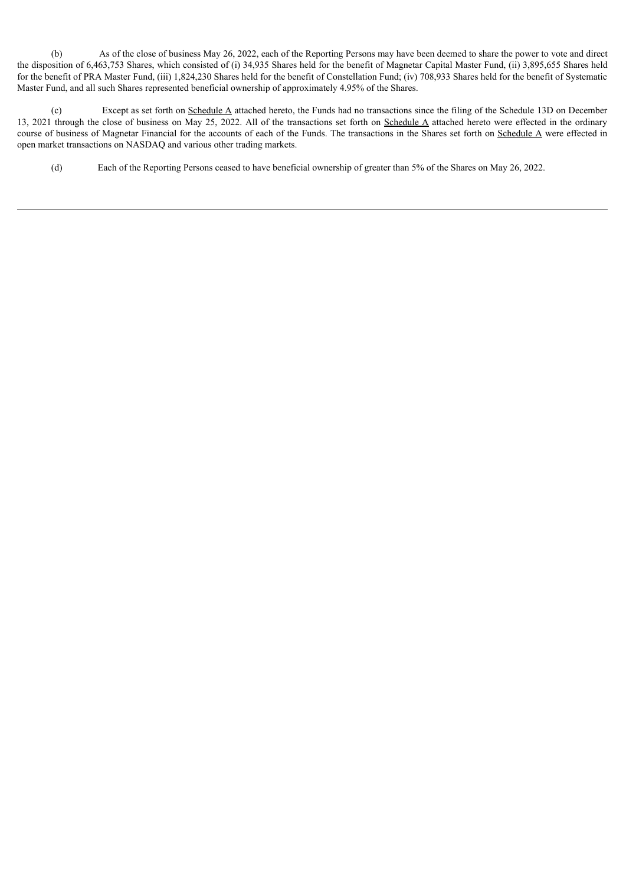(b) As of the close of business May 26, 2022, each of the Reporting Persons may have been deemed to share the power to vote and direct the disposition of 6,463,753 Shares, which consisted of (i) 34,935 Shares held for the benefit of Magnetar Capital Master Fund, (ii) 3,895,655 Shares held for the benefit of PRA Master Fund, (iii) 1,824,230 Shares held for the benefit of Constellation Fund; (iv) 708,933 Shares held for the benefit of Systematic Master Fund, and all such Shares represented beneficial ownership of approximately 4.95% of the Shares.

(c) Except as set forth on Schedule A attached hereto, the Funds had no transactions since the filing of the Schedule 13D on December 13, 2021 through the close of business on May 25, 2022. All of the transactions set forth on Schedule A attached hereto were effected in the ordinary course of business of Magnetar Financial for the accounts of each of the Funds. The transactions in the Shares set forth on Schedule A were effected in open market transactions on NASDAQ and various other trading markets.

(d) Each of the Reporting Persons ceased to have beneficial ownership of greater than 5% of the Shares on May 26, 2022.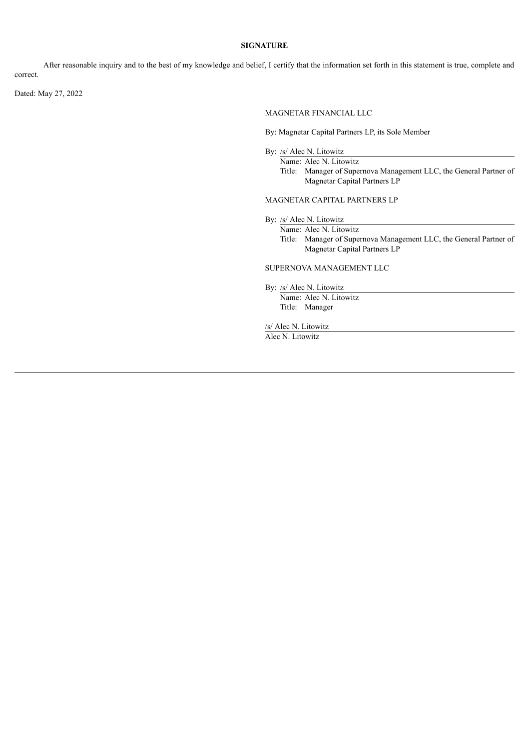**SIGNATURE**

After reasonable inquiry and to the best of my knowledge and belief, I certify that the information set forth in this statement is true, complete and correct.

Dated: May 27, 2022

MAGNETAR FINANCIAL LLC

By: Magnetar Capital Partners LP, its Sole Member

By: /s/ Alec N. Litowitz
Name: Alec N. Litowitz
Title: Manager of Supernova Management LLC, the General Partner of Magnetar Capital Partners LP

MAGNETAR CAPITAL PARTNERS LP

By: /s/ Alec N. Litowitz
Name: Alec N. Litowitz
Title: Manager of Supernova Management LLC, the General Partner of Magnetar Capital Partners LP

SUPERNOVA MANAGEMENT LLC

By: /s/ Alec N. Litowitz
Name: Alec N. Litowitz
Title: Manager

/s/ Alec N. Litowitz
Alec N. Litowitz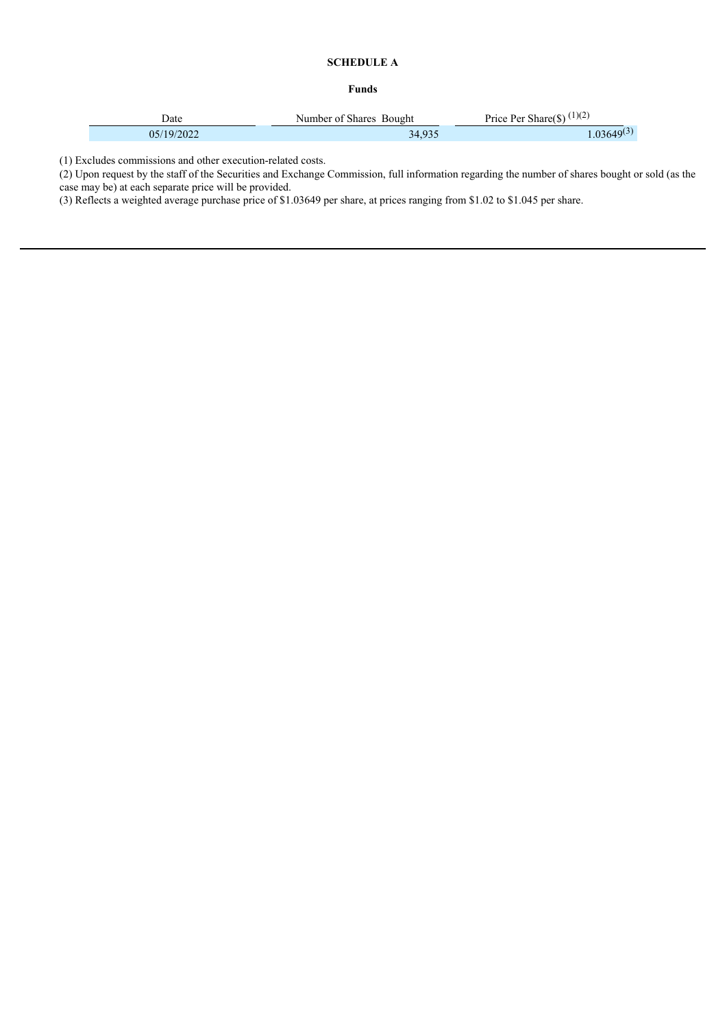**SCHEDULE A**

**Funds**

| Date | Number of Shares Bought | Price Per Share($) [1][2] |
|---|---|---|
| 05/19/2022 | 34,935 | 1.03649[3] |

(1) Excludes commissions and other execution-related costs.

(2) Upon request by the staff of the Securities and Exchange Commission, full information regarding the number of shares bought or sold (as the case may be) at each separate price will be provided.

(3) Reflects a weighted average purchase price of $1.03649 per share, at prices ranging from $1.02 to $1.045 per share.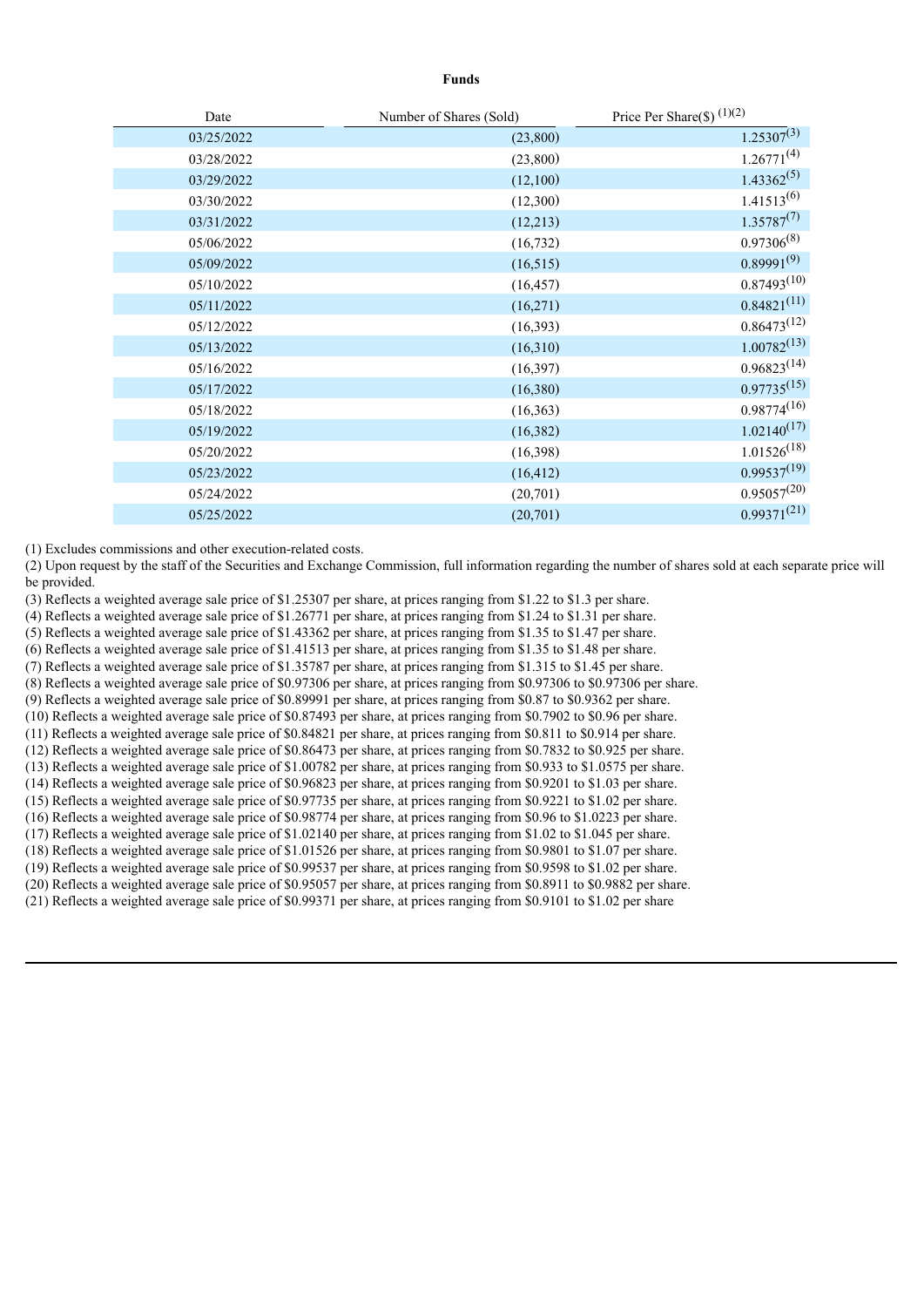**Funds**

| Date | Number of Shares (Sold) | Price Per Share($) [1][2] |
|---|---|---|
| 03/25/2022 | (23,800) | 1.25307[3] |
| 03/28/2022 | (23,800) | 1.26771[4] |
| 03/29/2022 | (12,100) | 1.43362[5] |
| 03/30/2022 | (12,300) | 1.41513[6] |
| 03/31/2022 | (12,213) | 1.35787[7] |
| 05/06/2022 | (16,732) | 0.97306[8] |
| 05/09/2022 | (16,515) | 0.89991[9] |
| 05/10/2022 | (16,457) | 0.87493[10] |
| 05/11/2022 | (16,271) | 0.84821[11] |
| 05/12/2022 | (16,393) | 0.86473[12] |
| 05/13/2022 | (16,310) | 1.00782[13] |
| 05/16/2022 | (16,397) | 0.96823[14] |
| 05/17/2022 | (16,380) | 0.97735[15] |
| 05/18/2022 | (16,363) | 0.98774[16] |
| 05/19/2022 | (16,382) | 1.02140[17] |
| 05/20/2022 | (16,398) | 1.01526[18] |
| 05/23/2022 | (16,412) | 0.99537[19] |
| 05/24/2022 | (20,701) | 0.95057[20] |
| 05/25/2022 | (20,701) | 0.99371[21] |

(1) Excludes commissions and other execution-related costs.
(2) Upon request by the staff of the Securities and Exchange Commission, full information regarding the number of shares sold at each separate price will be provided.
(3) Reflects a weighted average sale price of $1.25307 per share, at prices ranging from $1.22 to $1.3 per share.
(4) Reflects a weighted average sale price of $1.26771 per share, at prices ranging from $1.24 to $1.31 per share.
(5) Reflects a weighted average sale price of $1.43362 per share, at prices ranging from $1.35 to $1.47 per share.
(6) Reflects a weighted average sale price of $1.41513 per share, at prices ranging from $1.35 to $1.48 per share.
(7) Reflects a weighted average sale price of $1.35787 per share, at prices ranging from $1.315 to $1.45 per share.
(8) Reflects a weighted average sale price of $0.97306 per share, at prices ranging from $0.97306 to $0.97306 per share.
(9) Reflects a weighted average sale price of $0.89991 per share, at prices ranging from $0.87 to $0.9362 per share.
(10) Reflects a weighted average sale price of $0.87493 per share, at prices ranging from $0.7902 to $0.96 per share.
(11) Reflects a weighted average sale price of $0.84821 per share, at prices ranging from $0.811 to $0.914 per share.
(12) Reflects a weighted average sale price of $0.86473 per share, at prices ranging from $0.7832 to $0.925 per share.
(13) Reflects a weighted average sale price of $1.00782 per share, at prices ranging from $0.933 to $1.0575 per share.
(14) Reflects a weighted average sale price of $0.96823 per share, at prices ranging from $0.9201 to $1.03 per share.
(15) Reflects a weighted average sale price of $0.97735 per share, at prices ranging from $0.9221 to $1.02 per share.
(16) Reflects a weighted average sale price of $0.98774 per share, at prices ranging from $0.96 to $1.0223 per share.
(17) Reflects a weighted average sale price of $1.02140 per share, at prices ranging from $1.02 to $1.045 per share.
(18) Reflects a weighted average sale price of $1.01526 per share, at prices ranging from $0.9801 to $1.07 per share.
(19) Reflects a weighted average sale price of $0.99537 per share, at prices ranging from $0.9598 to $1.02 per share.
(20) Reflects a weighted average sale price of $0.95057 per share, at prices ranging from $0.8911 to $0.9882 per share.
(21) Reflects a weighted average sale price of $0.99371 per share, at prices ranging from $0.9101 to $1.02 per share